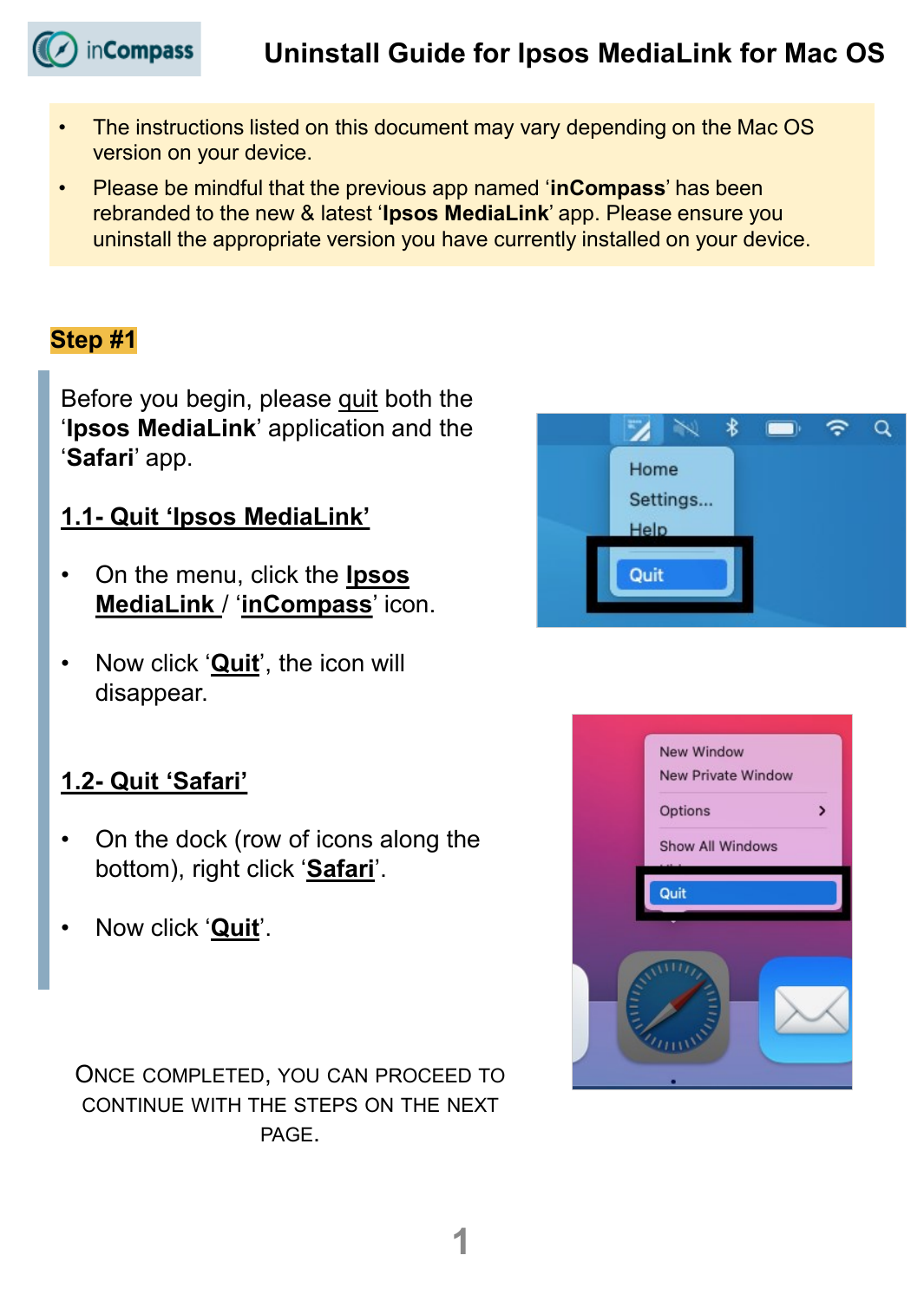# Uninstall Guide for Ipsos MediaLink for Mac OS

- The instructions listed on this document may vary depending on the Mac OS version on your device.
- Please be mindful that the previous app named ‘**inCompass**’ has been rebranded to the new & latest ‘**Ipsos MediaLink**’ app. Please ensure you uninstall the appropriate version you have currently installed on your device.

## Step #1

Before you begin, please quit both the ‘**Ipsos MediaLink**’ application and the ‘**Safari**’ app.

### 1.1- Quit ‘Ipsos MediaLink’

- On the menu, click the **Ipsos MediaLink** / ‘**inCompass**’ icon.
- Now click ‘**Quit**’, the icon will disappear.

### 1.2- Quit ‘Safari’

- On the dock (row of icons along the bottom), right click ‘**Safari**’.
- Now click ‘**Quit**’.

ONCE COMPLETED, YOU CAN PROCEED TO CONTINUE WITH THE STEPS ON THE NEXT PAGE.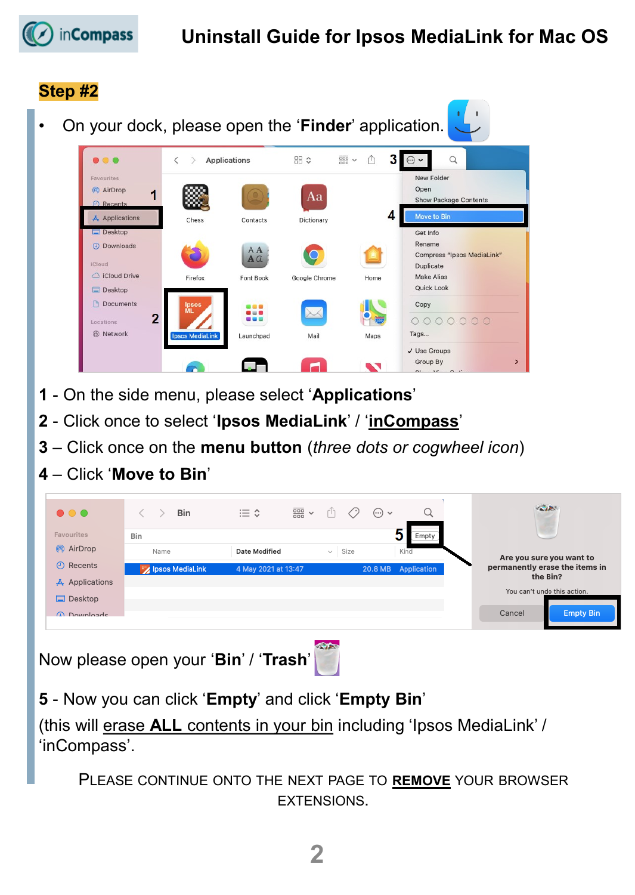# Uninstall Guide for Ipsos MediaLink for Mac OS

## Step #2

- On your dock, please open the '**Finder**' application.

**1** - On the side menu, please select '**Applications**'

**2** - Click once to select '**Ipsos MediaLink**' / '**inCompass**'

**3** – Click once on the **menu button** (*three dots or cogwheel icon*)

**4** – Click '**Move to Bin**'

Now please open your '**Bin**' / '**Trash**'

**5** - Now you can click '**Empty**' and click '**Empty Bin**'

(this will erase **ALL** contents in your bin including 'Ipsos MediaLink' / 'inCompass'.

PLEASE CONTINUE ONTO THE NEXT PAGE TO **REMOVE** YOUR BROWSER EXTENSIONS.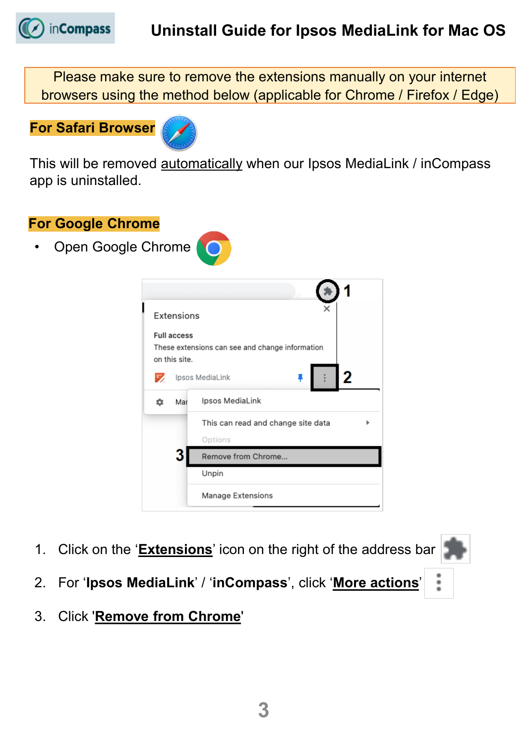# Uninstall Guide for Ipsos MediaLink for Mac OS

Please make sure to remove the extensions manually on your internet browsers using the method below (applicable for Chrome / Firefox / Edge)

## For Safari Browser

This will be removed automatically when our Ipsos MediaLink / inCompass app is uninstalled.

## For Google Chrome

- Open Google Chrome

1. Click on the '**Extensions**' icon on the right of the address bar
2. For '**Ipsos MediaLink**' / '**inCompass**', click '**More actions**'
3. Click '**Remove from Chrome**'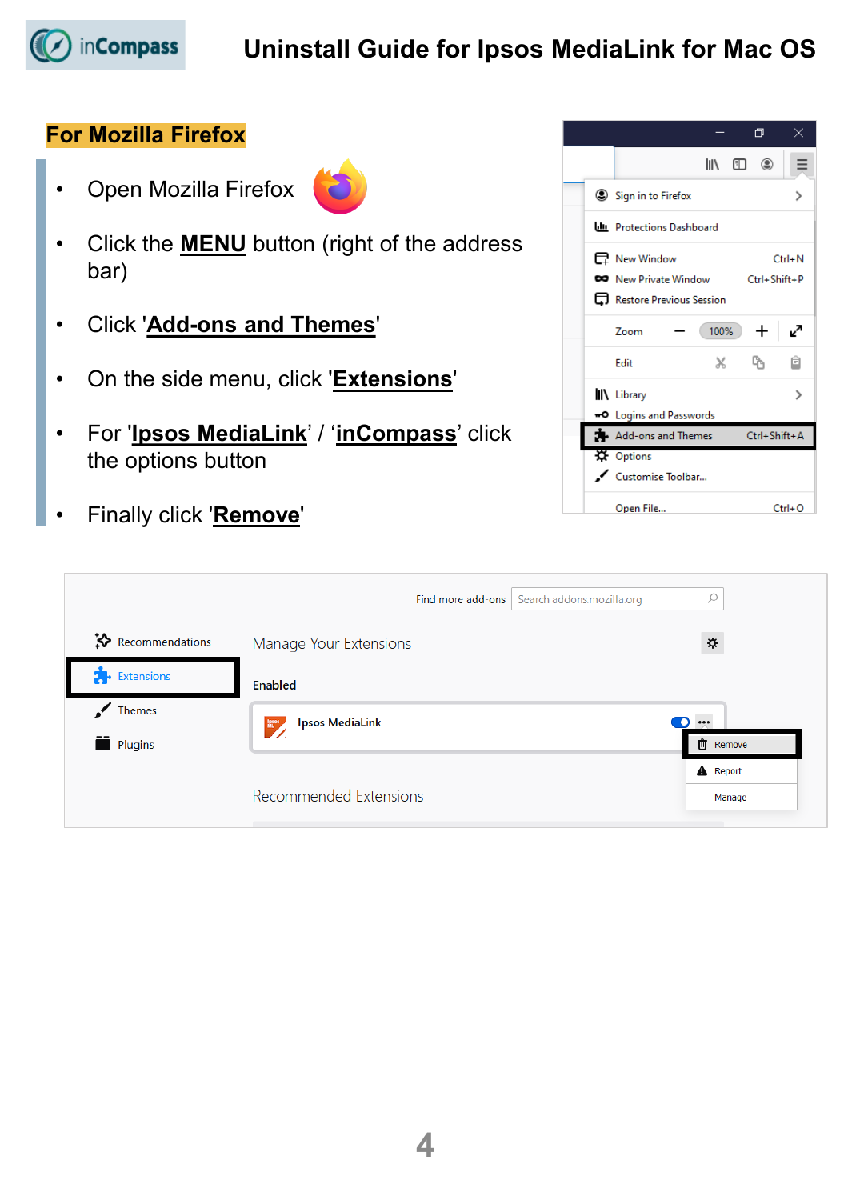# Uninstall Guide for Ipsos MediaLink for Mac OS

## For Mozilla Firefox

- Open Mozilla Firefox
- Click the **MENU** button (right of the address bar)
- Click '**Add-ons and Themes**'
- On the side menu, click '**Extensions**'
- For '**Ipsos MediaLink**' / '**inCompass**' click the options button
- Finally click '**Remove**'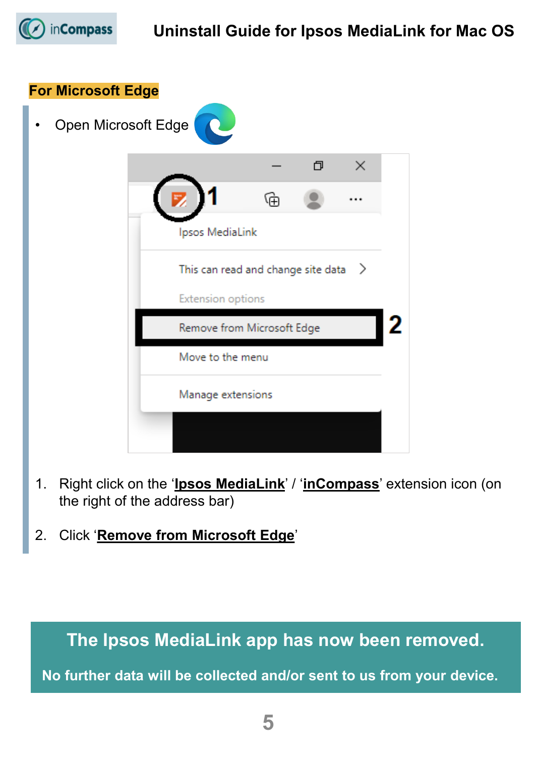## For Microsoft Edge

- Open Microsoft Edge

1. Right click on the '**Ipsos MediaLink**' / '**inCompass**' extension icon (on the right of the address bar)

2. Click '**Remove from Microsoft Edge**'

**The Ipsos MediaLink app has now been removed.**

**No further data will be collected and/or sent to us from your device.**